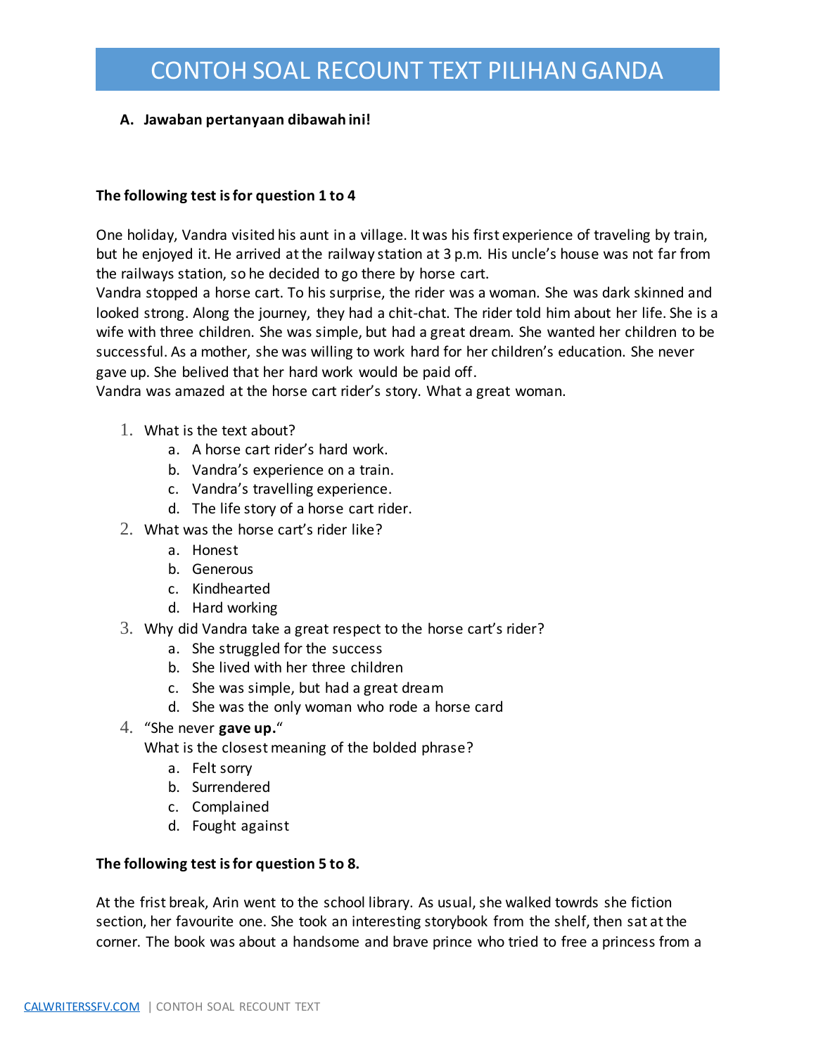# CONTOH SOAL RECOUNT TEXT PILIHAN GANDA

**A. Jawaban pertanyaan dibawah ini!**

**The following test is for question 1 to 4**

One holiday, Vandra visited his aunt in a village. It was his first experience of traveling by train, but he enjoyed it. He arrived at the railway station at 3 p.m. His uncle's house was not far from the railways station, so he decided to go there by horse cart.
Vandra stopped a horse cart. To his surprise, the rider was a woman. She was dark skinned and looked strong. Along the journey, they had a chit-chat. The rider told him about her life. She is a wife with three children. She was simple, but had a great dream. She wanted her children to be successful. As a mother, she was willing to work hard for her children's education. She never gave up. She belived that her hard work would be paid off.
Vandra was amazed at the horse cart rider's story. What a great woman.

1. What is the text about?
   a. A horse cart rider's hard work.
   b. Vandra's experience on a train.
   c. Vandra's travelling experience.
   d. The life story of a horse cart rider.
2. What was the horse cart's rider like?
   a. Honest
   b. Generous
   c. Kindhearted
   d. Hard working
3. Why did Vandra take a great respect to the horse cart's rider?
   a. She struggled for the success
   b. She lived with her three children
   c. She was simple, but had a great dream
   d. She was the only woman who rode a horse card
4. "She never **gave up.**"
   What is the closest meaning of the bolded phrase?
   a. Felt sorry
   b. Surrendered
   c. Complained
   d. Fought against

**The following test is for question 5 to 8.**

At the frist break, Arin went to the school library. As usual, she walked towrds she fiction section, her favourite one. She took an interesting storybook from the shelf, then sat at the corner. The book was about a handsome and brave prince who tried to free a princess from a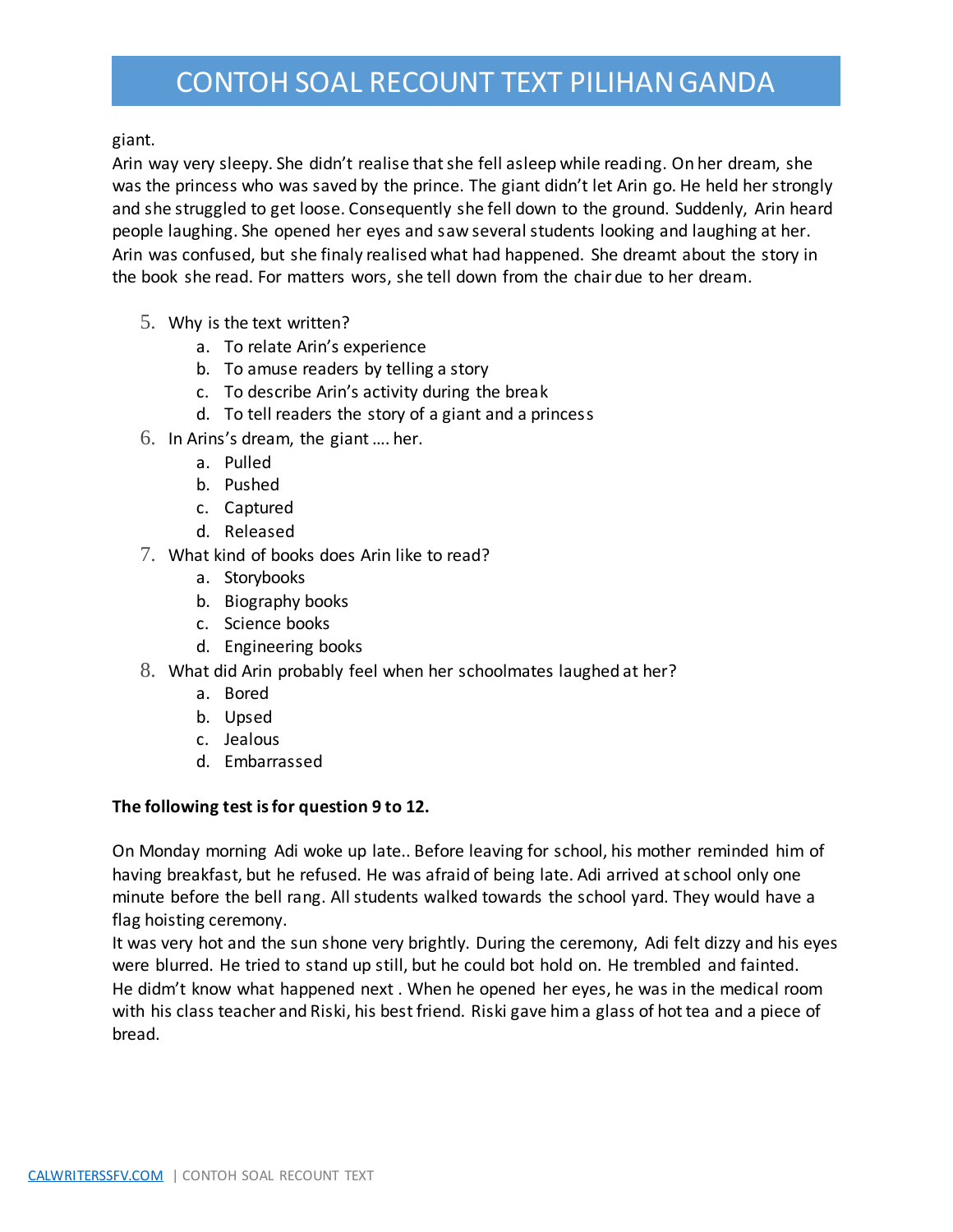giant.

Arin way very sleepy. She didn't realise that she fell asleep while reading. On her dream, she was the princess who was saved by the prince. The giant didn't let Arin go. He held her strongly and she struggled to get loose. Consequently she fell down to the ground. Suddenly, Arin heard people laughing. She opened her eyes and saw several students looking and laughing at her. Arin was confused, but she finaly realised what had happened. She dreamt about the story in the book she read. For matters wors, she tell down from the chair due to her dream.

5. Why is the text written?
   a. To relate Arin's experience
   b. To amuse readers by telling a story
   c. To describe Arin's activity during the break
   d. To tell readers the story of a giant and a princess
6. In Arins's dream, the giant …. her.
   a. Pulled
   b. Pushed
   c. Captured
   d. Released
7. What kind of books does Arin like to read?
   a. Storybooks
   b. Biography books
   c. Science books
   d. Engineering books
8. What did Arin probably feel when her schoolmates laughed at her?
   a. Bored
   b. Upsed
   c. Jealous
   d. Embarrassed

**The following test is for question 9 to 12.**

On Monday morning Adi woke up late.. Before leaving for school, his mother reminded him of having breakfast, but he refused. He was afraid of being late. Adi arrived at school only one minute before the bell rang. All students walked towards the school yard. They would have a flag hoisting ceremony.

It was very hot and the sun shone very brightly. During the ceremony, Adi felt dizzy and his eyes were blurred. He tried to stand up still, but he could bot hold on. He trembled and fainted. He didm't know what happened next . When he opened her eyes, he was in the medical room with his class teacher and Riski, his best friend. Riski gave him a glass of hot tea and a piece of bread.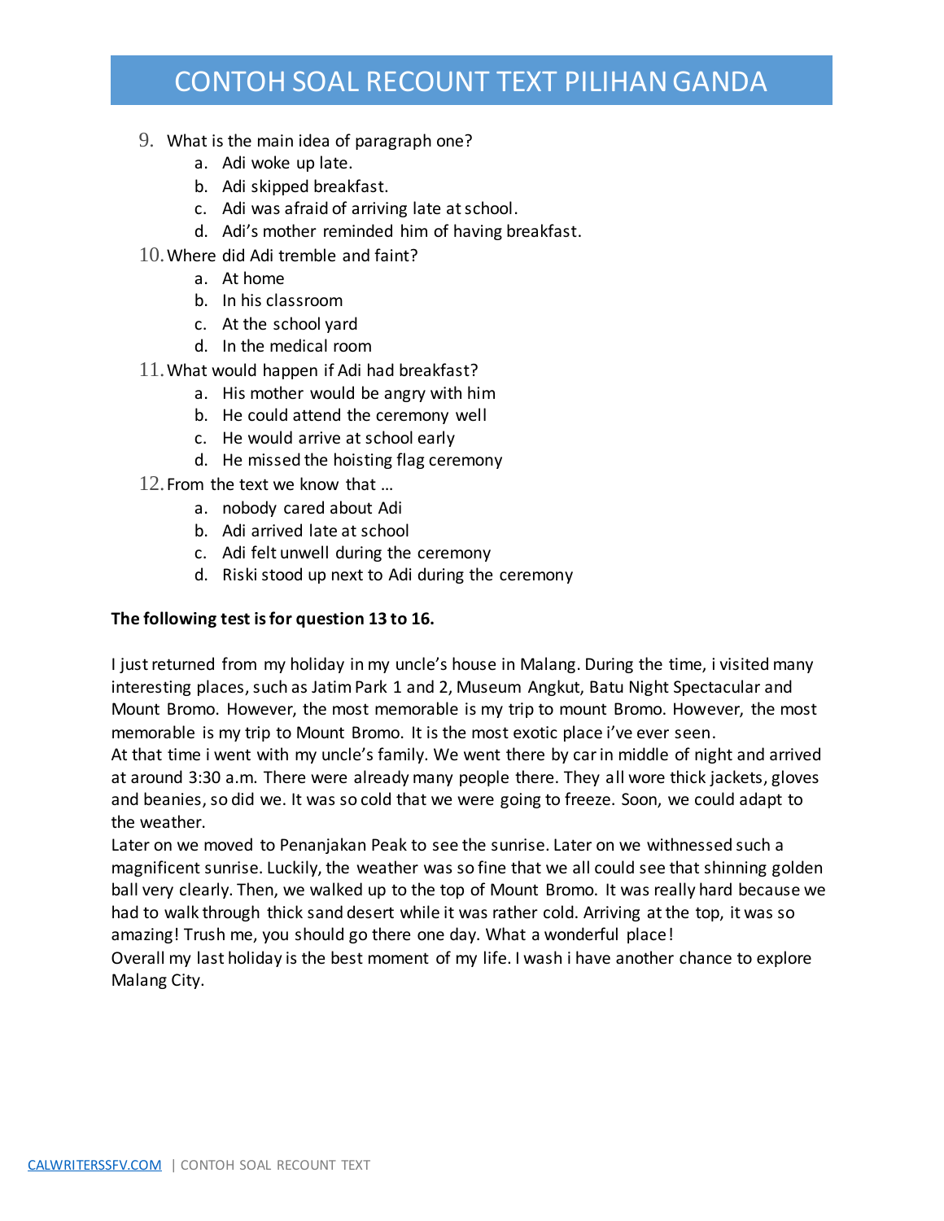# CONTOH SOAL RECOUNT TEXT PILIHAN GANDA

9. What is the main idea of paragraph one?
   a. Adi woke up late.
   b. Adi skipped breakfast.
   c. Adi was afraid of arriving late at school.
   d. Adi's mother reminded him of having breakfast.
10. Where did Adi tremble and faint?
    a. At home
    b. In his classroom
    c. At the school yard
    d. In the medical room
11. What would happen if Adi had breakfast?
    a. His mother would be angry with him
    b. He could attend the ceremony well
    c. He would arrive at school early
    d. He missed the hoisting flag ceremony
12. From the text we know that …
    a. nobody cared about Adi
    b. Adi arrived late at school
    c. Adi felt unwell during the ceremony
    d. Riski stood up next to Adi during the ceremony

**The following test is for question 13 to 16.**

I just returned from my holiday in my uncle's house in Malang. During the time, i visited many interesting places, such as Jatim Park 1 and 2, Museum Angkut, Batu Night Spectacular and Mount Bromo. However, the most memorable is my trip to mount Bromo. However, the most memorable is my trip to Mount Bromo. It is the most exotic place i've ever seen.

At that time i went with my uncle's family. We went there by car in middle of night and arrived at around 3:30 a.m. There were already many people there. They all wore thick jackets, gloves and beanies, so did we. It was so cold that we were going to freeze. Soon, we could adapt to the weather.

Later on we moved to Penanjakan Peak to see the sunrise. Later on we withnessed such a magnificent sunrise. Luckily, the weather was so fine that we all could see that shinning golden ball very clearly. Then, we walked up to the top of Mount Bromo. It was really hard because we had to walk through thick sand desert while it was rather cold. Arriving at the top, it was so amazing! Trush me, you should go there one day. What a wonderful place!

Overall my last holiday is the best moment of my life. I wash i have another chance to explore Malang City.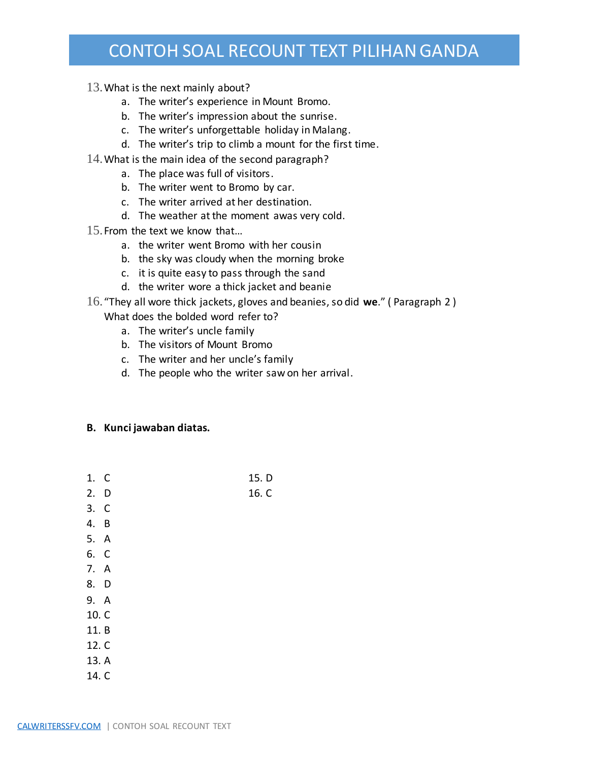13. What is the next mainly about?
    a. The writer's experience in Mount Bromo.
    b. The writer's impression about the sunrise.
    c. The writer's unforgettable holiday in Malang.
    d. The writer's trip to climb a mount for the first time.
14. What is the main idea of the second paragraph?
    a. The place was full of visitors.
    b. The writer went to Bromo by car.
    c. The writer arrived at her destination.
    d. The weather at the moment awas very cold.
15. From the text we know that…
    a. the writer went Bromo with her cousin
    b. the sky was cloudy when the morning broke
    c. it is quite easy to pass through the sand
    d. the writer wore a thick jacket and beanie
16. "They all wore thick jackets, gloves and beanies, so did **we**." ( Paragraph 2 )
    What does the bolded word refer to?
    a. The writer's uncle family
    b. The visitors of Mount Bromo
    c. The writer and her uncle's family
    d. The people who the writer saw on her arrival.

**B. Kunci jawaban diatas.**

1. C
2. D
3. C
4. B
5. A
6. C
7. A
8. D
9. A
10. C
11. B
12. C
13. A
14. C
15. D
16. C